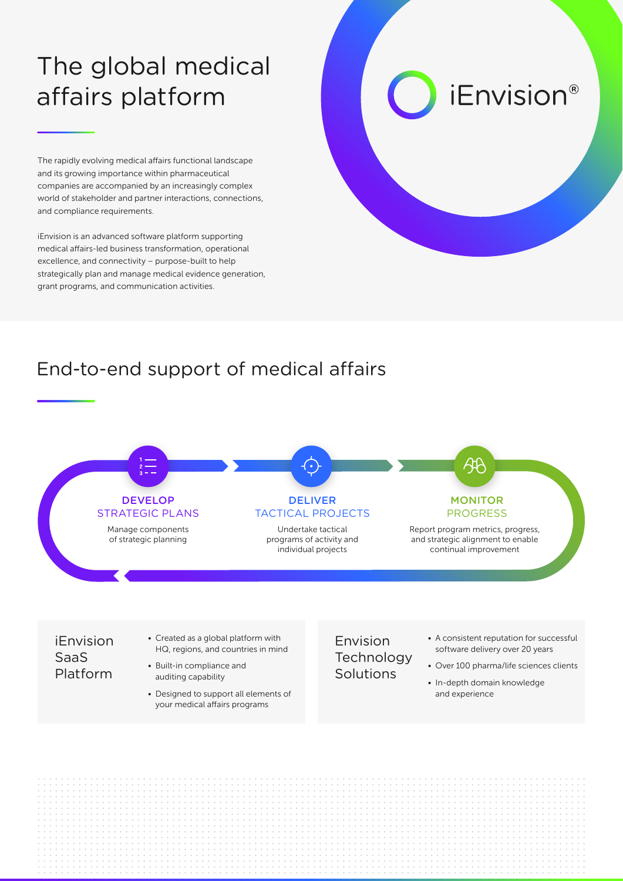# The global medical affairs platform

iEnvision®

The rapidly evolving medical affairs functional landscape and its growing importance within pharmaceutical companies are accompanied by an increasingly complex world of stakeholder and partner interactions, connections, and compliance requirements.

iEnvision is an advanced software platform supporting medical affairs-led business transformation, operational excellence, and connectivity – purpose-built to help strategically plan and manage medical evidence generation, grant programs, and communication activities.

## End-to-end support of medical affairs

**DEVELOP**
STRATEGIC PLANS

Manage components of strategic planning

**DELIVER**
TACTICAL PROJECTS

Undertake tactical programs of activity and individual projects

**MONITOR**
PROGRESS

Report program metrics, progress, and strategic alignment to enable continual improvement

### iEnvision SaaS Platform

- Created as a global platform with HQ, regions, and countries in mind
- Built-in compliance and auditing capability
- Designed to support all elements of your medical affairs programs

### Envision Technology Solutions

- A consistent reputation for successful software delivery over 20 years
- Over 100 pharma/life sciences clients
- In-depth domain knowledge and experience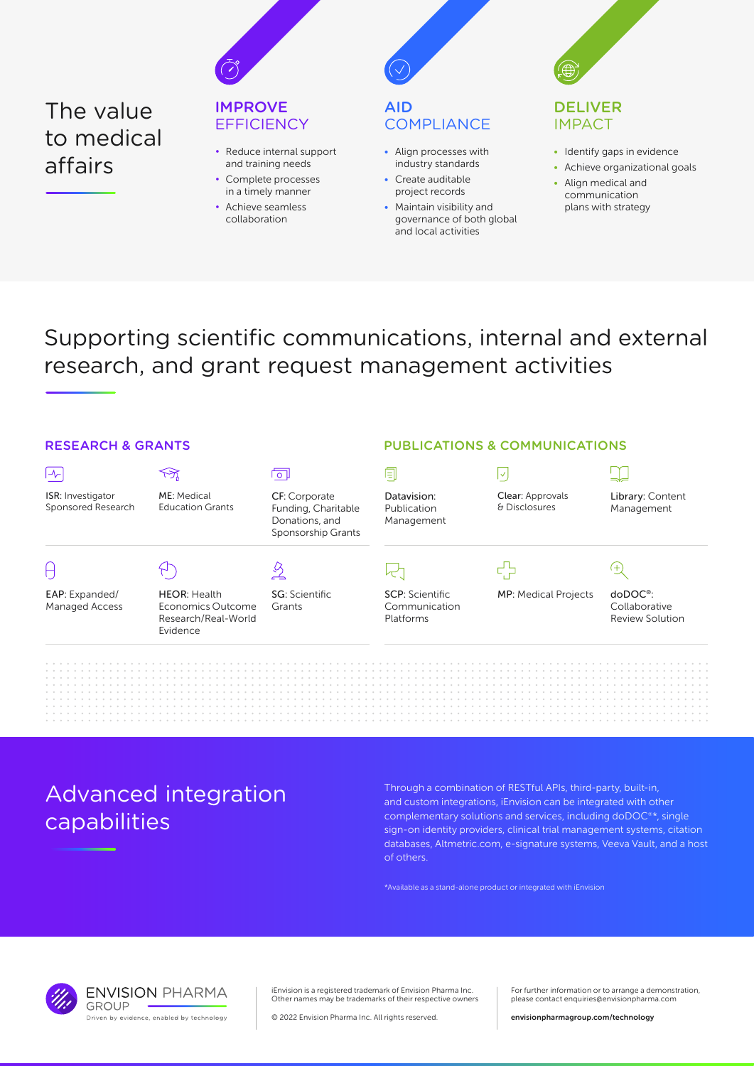# The value to medical affairs

## IMPROVE EFFICIENCY

- Reduce internal support and training needs
- Complete processes in a timely manner
- Achieve seamless collaboration

## AID COMPLIANCE

- Align processes with industry standards
- Create auditable project records
- Maintain visibility and governance of both global and local activities

## DELIVER IMPACT

- Identify gaps in evidence
- Achieve organizational goals
- Align medical and communication plans with strategy

# Supporting scientific communications, internal and external research, and grant request management activities

## RESEARCH & GRANTS

- **ISR**: Investigator Sponsored Research
- **ME**: Medical Education Grants
- **CF**: Corporate Funding, Charitable Donations, and Sponsorship Grants
- **EAP**: Expanded/ Managed Access
- **HEOR**: Health Economics Outcome Research/Real-World Evidence
- **SG**: Scientific Grants

## PUBLICATIONS & COMMUNICATIONS

- **Datavision**: Publication Management
- **Clear**: Approvals & Disclosures
- **Library**: Content Management
- **SCP**: Scientific Communication Platforms
- **MP**: Medical Projects
- **doDOC®**: Collaborative Review Solution

# Advanced integration capabilities

Through a combination of RESTful APIs, third-party, built-in, and custom integrations, iEnvision can be integrated with other complementary solutions and services, including doDOC®*, single sign-on identity providers, clinical trial management systems, citation databases, Altmetric.com, e-signature systems, Veeva Vault, and a host of others.

*Available as a stand-alone product or integrated with iEnvision

ENVISION PHARMA GROUP
Driven by evidence, enabled by technology

iEnvision is a registered trademark of Envision Pharma Inc. Other names may be trademarks of their respective owners

© 2022 Envision Pharma Inc. All rights reserved.

For further information or to arrange a demonstration, please contact enquiries@envisionpharma.com

**envisionpharmagroup.com/technology**